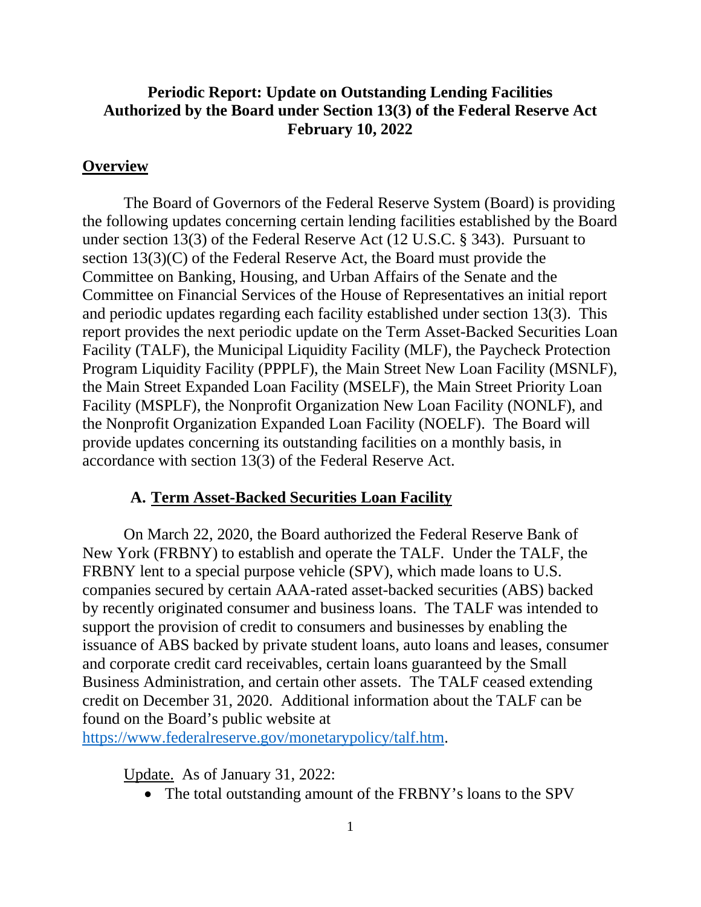# Periodic Report: Update on Outstanding Lending Facilities Authorized by the Board under Section 13(3) of the Federal Reserve Act February 10, 2022

## Overview

The Board of Governors of the Federal Reserve System (Board) is providing the following updates concerning certain lending facilities established by the Board under section 13(3) of the Federal Reserve Act (12 U.S.C. § 343). Pursuant to section 13(3)(C) of the Federal Reserve Act, the Board must provide the Committee on Banking, Housing, and Urban Affairs of the Senate and the Committee on Financial Services of the House of Representatives an initial report and periodic updates regarding each facility established under section 13(3). This report provides the next periodic update on the Term Asset-Backed Securities Loan Facility (TALF), the Municipal Liquidity Facility (MLF), the Paycheck Protection Program Liquidity Facility (PPPLF), the Main Street New Loan Facility (MSNLF), the Main Street Expanded Loan Facility (MSELF), the Main Street Priority Loan Facility (MSPLF), the Nonprofit Organization New Loan Facility (NONLF), and the Nonprofit Organization Expanded Loan Facility (NOELF). The Board will provide updates concerning its outstanding facilities on a monthly basis, in accordance with section 13(3) of the Federal Reserve Act.

### A. Term Asset-Backed Securities Loan Facility

On March 22, 2020, the Board authorized the Federal Reserve Bank of New York (FRBNY) to establish and operate the TALF. Under the TALF, the FRBNY lent to a special purpose vehicle (SPV), which made loans to U.S. companies secured by certain AAA-rated asset-backed securities (ABS) backed by recently originated consumer and business loans. The TALF was intended to support the provision of credit to consumers and businesses by enabling the issuance of ABS backed by private student loans, auto loans and leases, consumer and corporate credit card receivables, certain loans guaranteed by the Small Business Administration, and certain other assets. The TALF ceased extending credit on December 31, 2020. Additional information about the TALF can be found on the Board's public website at https://www.federalreserve.gov/monetarypolicy/talf.htm.

Update. As of January 31, 2022:

- The total outstanding amount of the FRBNY's loans to the SPV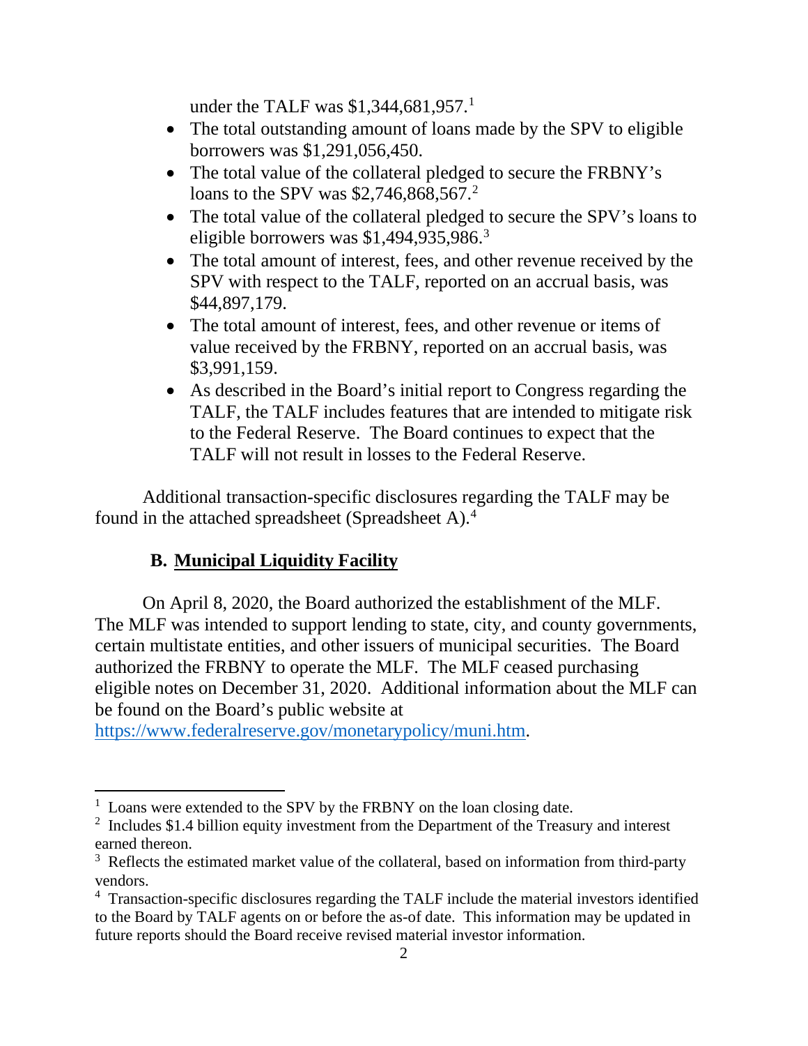under the TALF was $1,344,681,957.[1]

- The total outstanding amount of loans made by the SPV to eligible borrowers was $1,291,056,450.
- The total value of the collateral pledged to secure the FRBNY's loans to the SPV was $2,746,868,567.[2]
- The total value of the collateral pledged to secure the SPV's loans to eligible borrowers was $1,494,935,986.[3]
- The total amount of interest, fees, and other revenue received by the SPV with respect to the TALF, reported on an accrual basis, was $44,897,179.
- The total amount of interest, fees, and other revenue or items of value received by the FRBNY, reported on an accrual basis, was $3,991,159.
- As described in the Board's initial report to Congress regarding the TALF, the TALF includes features that are intended to mitigate risk to the Federal Reserve. The Board continues to expect that the TALF will not result in losses to the Federal Reserve.

Additional transaction-specific disclosures regarding the TALF may be found in the attached spreadsheet (Spreadsheet A).[4]

## B. Municipal Liquidity Facility

On April 8, 2020, the Board authorized the establishment of the MLF. The MLF was intended to support lending to state, city, and county governments, certain multistate entities, and other issuers of municipal securities. The Board authorized the FRBNY to operate the MLF. The MLF ceased purchasing eligible notes on December 31, 2020. Additional information about the MLF can be found on the Board's public website at https://www.federalreserve.gov/monetarypolicy/muni.htm.

---

[1] Loans were extended to the SPV by the FRBNY on the loan closing date.

[2] Includes $1.4 billion equity investment from the Department of the Treasury and interest earned thereon.

[3] Reflects the estimated market value of the collateral, based on information from third-party vendors.

[4] Transaction-specific disclosures regarding the TALF include the material investors identified to the Board by TALF agents on or before the as-of date. This information may be updated in future reports should the Board receive revised material investor information.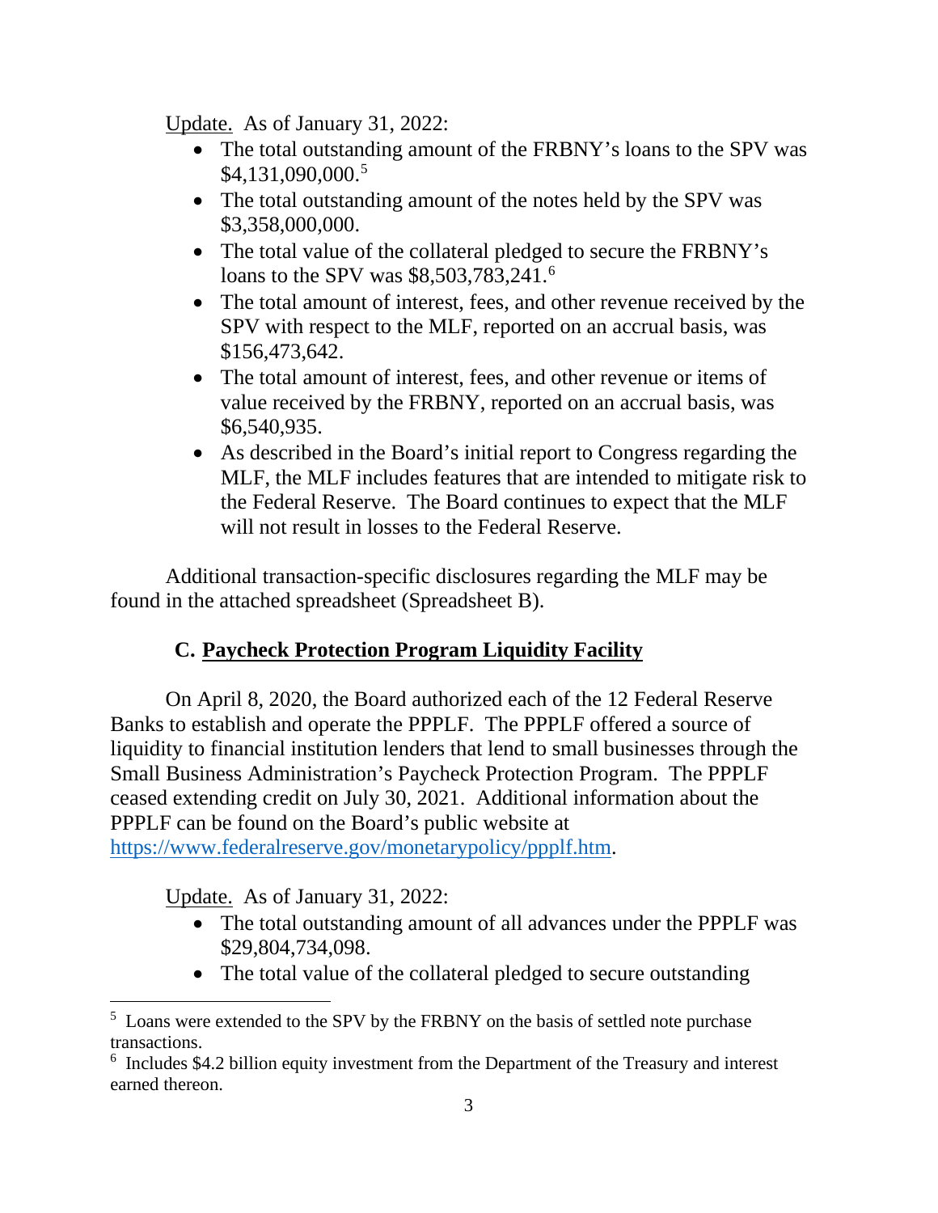Update. As of January 31, 2022:

- The total outstanding amount of the FRBNY's loans to the SPV was $4,131,090,000.[5]
- The total outstanding amount of the notes held by the SPV was $3,358,000,000.
- The total value of the collateral pledged to secure the FRBNY's loans to the SPV was $8,503,783,241.[6]
- The total amount of interest, fees, and other revenue received by the SPV with respect to the MLF, reported on an accrual basis, was $156,473,642.
- The total amount of interest, fees, and other revenue or items of value received by the FRBNY, reported on an accrual basis, was $6,540,935.
- As described in the Board's initial report to Congress regarding the MLF, the MLF includes features that are intended to mitigate risk to the Federal Reserve. The Board continues to expect that the MLF will not result in losses to the Federal Reserve.

Additional transaction-specific disclosures regarding the MLF may be found in the attached spreadsheet (Spreadsheet B).

## C. Paycheck Protection Program Liquidity Facility

On April 8, 2020, the Board authorized each of the 12 Federal Reserve Banks to establish and operate the PPPLF. The PPPLF offered a source of liquidity to financial institution lenders that lend to small businesses through the Small Business Administration's Paycheck Protection Program. The PPPLF ceased extending credit on July 30, 2021. Additional information about the PPPLF can be found on the Board's public website at https://www.federalreserve.gov/monetarypolicy/ppplf.htm.

Update. As of January 31, 2022:

- The total outstanding amount of all advances under the PPPLF was $29,804,734,098.
- The total value of the collateral pledged to secure outstanding

[5] Loans were extended to the SPV by the FRBNY on the basis of settled note purchase transactions.

[6] Includes $4.2 billion equity investment from the Department of the Treasury and interest earned thereon.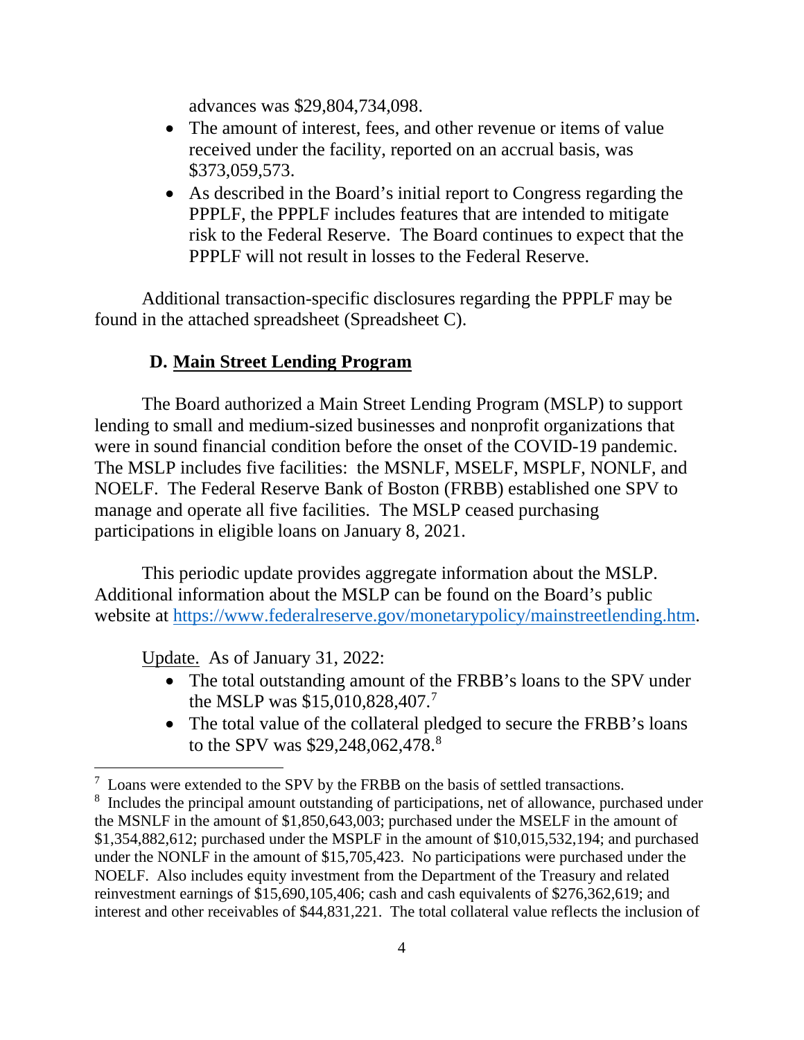advances was $29,804,734,098.

- The amount of interest, fees, and other revenue or items of value received under the facility, reported on an accrual basis, was $373,059,573.
- As described in the Board's initial report to Congress regarding the PPPLF, the PPPLF includes features that are intended to mitigate risk to the Federal Reserve. The Board continues to expect that the PPPLF will not result in losses to the Federal Reserve.

Additional transaction-specific disclosures regarding the PPPLF may be found in the attached spreadsheet (Spreadsheet C).

## D. Main Street Lending Program

The Board authorized a Main Street Lending Program (MSLP) to support lending to small and medium-sized businesses and nonprofit organizations that were in sound financial condition before the onset of the COVID-19 pandemic. The MSLP includes five facilities: the MSNLF, MSELF, MSPLF, NONLF, and NOELF. The Federal Reserve Bank of Boston (FRBB) established one SPV to manage and operate all five facilities. The MSLP ceased purchasing participations in eligible loans on January 8, 2021.

This periodic update provides aggregate information about the MSLP. Additional information about the MSLP can be found on the Board's public website at https://www.federalreserve.gov/monetarypolicy/mainstreetlending.htm.

Update. As of January 31, 2022:

- The total outstanding amount of the FRBB's loans to the SPV under the MSLP was $15,010,828,407.[7]
- The total value of the collateral pledged to secure the FRBB's loans to the SPV was $29,248,062,478.[8]

---

[7] Loans were extended to the SPV by the FRBB on the basis of settled transactions.

[8] Includes the principal amount outstanding of participations, net of allowance, purchased under the MSNLF in the amount of $1,850,643,003; purchased under the MSELF in the amount of $1,354,882,612; purchased under the MSPLF in the amount of $10,015,532,194; and purchased under the NONLF in the amount of $15,705,423. No participations were purchased under the NOELF. Also includes equity investment from the Department of the Treasury and related reinvestment earnings of $15,690,105,406; cash and cash equivalents of $276,362,619; and interest and other receivables of $44,831,221. The total collateral value reflects the inclusion of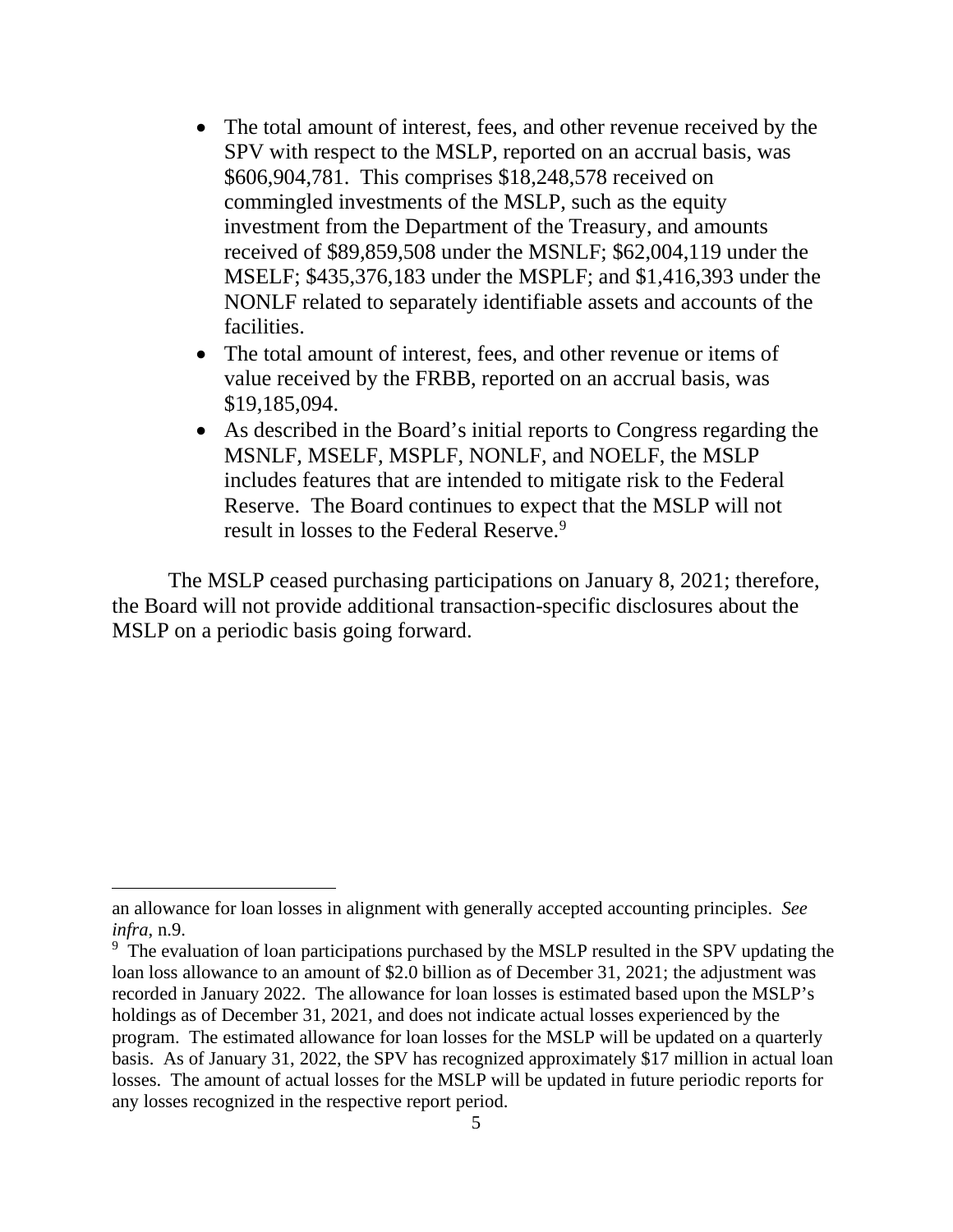- The total amount of interest, fees, and other revenue received by the SPV with respect to the MSLP, reported on an accrual basis, was $606,904,781. This comprises $18,248,578 received on commingled investments of the MSLP, such as the equity investment from the Department of the Treasury, and amounts received of $89,859,508 under the MSNLF; $62,004,119 under the MSELF; $435,376,183 under the MSPLF; and $1,416,393 under the NONLF related to separately identifiable assets and accounts of the facilities.
- The total amount of interest, fees, and other revenue or items of value received by the FRBB, reported on an accrual basis, was $19,185,094.
- As described in the Board's initial reports to Congress regarding the MSNLF, MSELF, MSPLF, NONLF, and NOELF, the MSLP includes features that are intended to mitigate risk to the Federal Reserve. The Board continues to expect that the MSLP will not result in losses to the Federal Reserve.[9]

The MSLP ceased purchasing participations on January 8, 2021; therefore, the Board will not provide additional transaction-specific disclosures about the MSLP on a periodic basis going forward.

---

an allowance for loan losses in alignment with generally accepted accounting principles. *See infra*, n.9.

[9] The evaluation of loan participations purchased by the MSLP resulted in the SPV updating the loan loss allowance to an amount of $2.0 billion as of December 31, 2021; the adjustment was recorded in January 2022. The allowance for loan losses is estimated based upon the MSLP's holdings as of December 31, 2021, and does not indicate actual losses experienced by the program. The estimated allowance for loan losses for the MSLP will be updated on a quarterly basis. As of January 31, 2022, the SPV has recognized approximately $17 million in actual loan losses. The amount of actual losses for the MSLP will be updated in future periodic reports for any losses recognized in the respective report period.